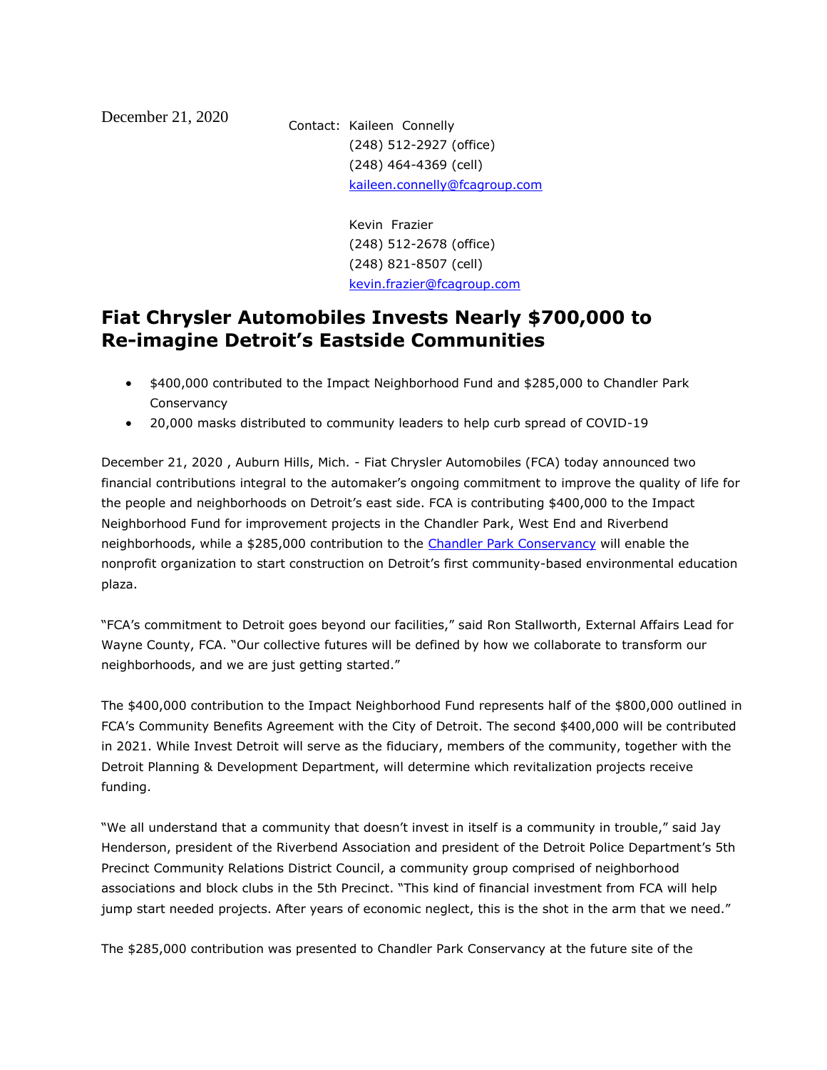December 21, 2020

Contact: Kaileen Connelly
(248) 512-2927 (office)
(248) 464-4369 (cell)
[kaileen.connelly@fcagroup.com](mailto:kaileen.connelly@fcagroup.com)

Kevin Frazier
(248) 512-2678 (office)
(248) 821-8507 (cell)
[kevin.frazier@fcagroup.com](mailto:kevin.frazier@fcagroup.com)

# Fiat Chrysler Automobiles Invests Nearly $700,000 to Re-imagine Detroit's Eastside Communities

- $400,000 contributed to the Impact Neighborhood Fund and $285,000 to Chandler Park Conservancy
- 20,000 masks distributed to community leaders to help curb spread of COVID-19

December 21, 2020 , Auburn Hills, Mich. - Fiat Chrysler Automobiles (FCA) today announced two financial contributions integral to the automaker's ongoing commitment to improve the quality of life for the people and neighborhoods on Detroit's east side. FCA is contributing $400,000 to the Impact Neighborhood Fund for improvement projects in the Chandler Park, West End and Riverbend neighborhoods, while a $285,000 contribution to the Chandler Park Conservancy will enable the nonprofit organization to start construction on Detroit's first community-based environmental education plaza.

"FCA's commitment to Detroit goes beyond our facilities," said Ron Stallworth, External Affairs Lead for Wayne County, FCA. "Our collective futures will be defined by how we collaborate to transform our neighborhoods, and we are just getting started."

The $400,000 contribution to the Impact Neighborhood Fund represents half of the $800,000 outlined in FCA's Community Benefits Agreement with the City of Detroit. The second $400,000 will be contributed in 2021. While Invest Detroit will serve as the fiduciary, members of the community, together with the Detroit Planning & Development Department, will determine which revitalization projects receive funding.

"We all understand that a community that doesn't invest in itself is a community in trouble," said Jay Henderson, president of the Riverbend Association and president of the Detroit Police Department's 5th Precinct Community Relations District Council, a community group comprised of neighborhood associations and block clubs in the 5th Precinct. "This kind of financial investment from FCA will help jump start needed projects. After years of economic neglect, this is the shot in the arm that we need."

The $285,000 contribution was presented to Chandler Park Conservancy at the future site of the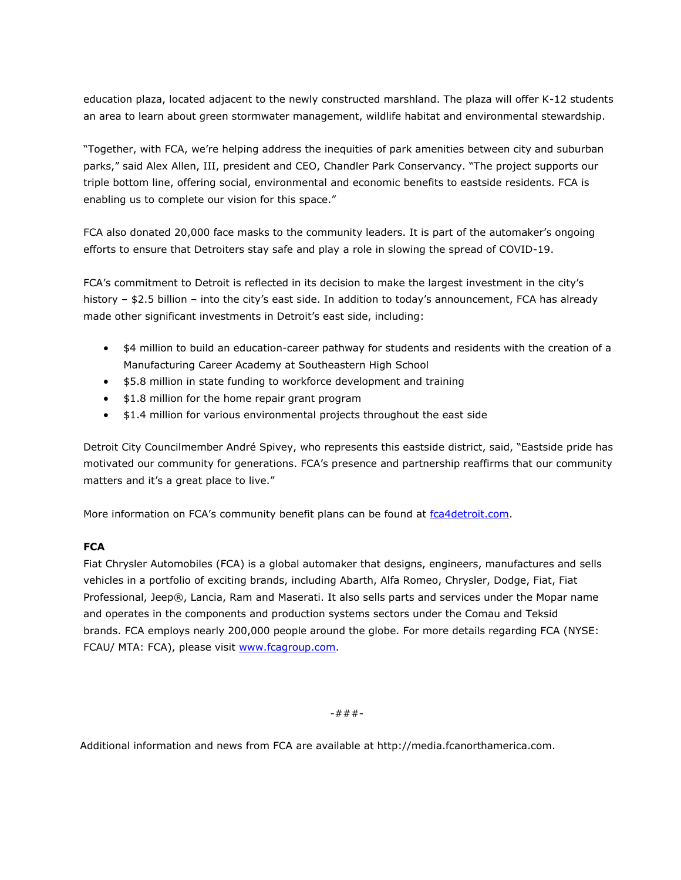education plaza, located adjacent to the newly constructed marshland. The plaza will offer K-12 students an area to learn about green stormwater management, wildlife habitat and environmental stewardship.

"Together, with FCA, we're helping address the inequities of park amenities between city and suburban parks," said Alex Allen, III, president and CEO, Chandler Park Conservancy. "The project supports our triple bottom line, offering social, environmental and economic benefits to eastside residents. FCA is enabling us to complete our vision for this space."

FCA also donated 20,000 face masks to the community leaders. It is part of the automaker's ongoing efforts to ensure that Detroiters stay safe and play a role in slowing the spread of COVID-19.

FCA's commitment to Detroit is reflected in its decision to make the largest investment in the city's history – $2.5 billion – into the city's east side. In addition to today's announcement, FCA has already made other significant investments in Detroit's east side, including:

- $4 million to build an education-career pathway for students and residents with the creation of a Manufacturing Career Academy at Southeastern High School
- $5.8 million in state funding to workforce development and training
- $1.8 million for the home repair grant program
- $1.4 million for various environmental projects throughout the east side

Detroit City Councilmember André Spivey, who represents this eastside district, said, "Eastside pride has motivated our community for generations. FCA's presence and partnership reaffirms that our community matters and it's a great place to live."

More information on FCA's community benefit plans can be found at fca4detroit.com.

**FCA**

Fiat Chrysler Automobiles (FCA) is a global automaker that designs, engineers, manufactures and sells vehicles in a portfolio of exciting brands, including Abarth, Alfa Romeo, Chrysler, Dodge, Fiat, Fiat Professional, Jeep®, Lancia, Ram and Maserati. It also sells parts and services under the Mopar name and operates in the components and production systems sectors under the Comau and Teksid brands. FCA employs nearly 200,000 people around the globe. For more details regarding FCA (NYSE: FCAU/ MTA: FCA), please visit www.fcagroup.com.

-###-

Additional information and news from FCA are available at http://media.fcanorthamerica.com.